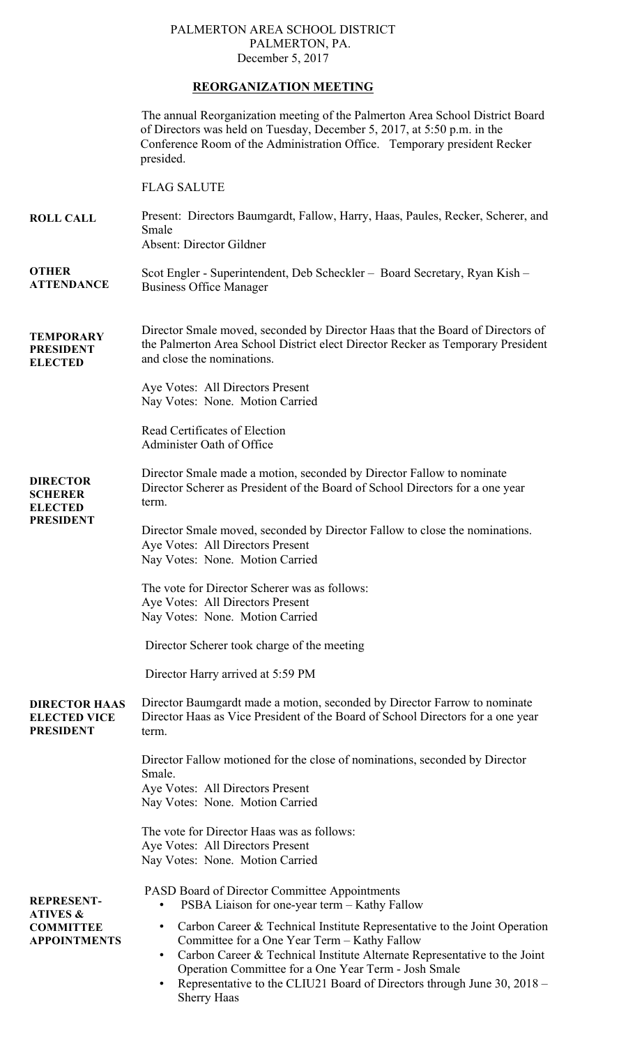PALMERTON AREA SCHOOL DISTRICT
PALMERTON, PA.
December 5, 2017

## REORGANIZATION MEETING

The annual Reorganization meeting of the Palmerton Area School District Board of Directors was held on Tuesday, December 5, 2017, at 5:50 p.m. in the Conference Room of the Administration Office. Temporary president Recker presided.

FLAG SALUTE

**ROLL CALL**

Present: Directors Baumgardt, Fallow, Harry, Haas, Paules, Recker, Scherer, and Smale
Absent: Director Gildner

**OTHER ATTENDANCE**

Scot Engler - Superintendent, Deb Scheckler – Board Secretary, Ryan Kish – Business Office Manager

**TEMPORARY PRESIDENT ELECTED**

Director Smale moved, seconded by Director Haas that the Board of Directors of the Palmerton Area School District elect Director Recker as Temporary President and close the nominations.

Aye Votes: All Directors Present
Nay Votes: None. Motion Carried

Read Certificates of Election
Administer Oath of Office

**DIRECTOR SCHERER ELECTED PRESIDENT**

Director Smale made a motion, seconded by Director Fallow to nominate Director Scherer as President of the Board of School Directors for a one year term.

Director Smale moved, seconded by Director Fallow to close the nominations.
Aye Votes: All Directors Present
Nay Votes: None. Motion Carried

The vote for Director Scherer was as follows:
Aye Votes: All Directors Present
Nay Votes: None. Motion Carried

Director Scherer took charge of the meeting

Director Harry arrived at 5:59 PM

**DIRECTOR HAAS ELECTED VICE PRESIDENT**

Director Baumgardt made a motion, seconded by Director Farrow to nominate Director Haas as Vice President of the Board of School Directors for a one year term.

Director Fallow motioned for the close of nominations, seconded by Director Smale.
Aye Votes: All Directors Present
Nay Votes: None. Motion Carried

The vote for Director Haas was as follows:
Aye Votes: All Directors Present
Nay Votes: None. Motion Carried

**REPRESENTATIVES & COMMITTEE APPOINTMENTS**

PASD Board of Director Committee Appointments

- PSBA Liaison for one-year term – Kathy Fallow
- Carbon Career & Technical Institute Representative to the Joint Operation Committee for a One Year Term – Kathy Fallow
- Carbon Career & Technical Institute Alternate Representative to the Joint Operation Committee for a One Year Term - Josh Smale
- Representative to the CLIU21 Board of Directors through June 30, 2018 – Sherry Haas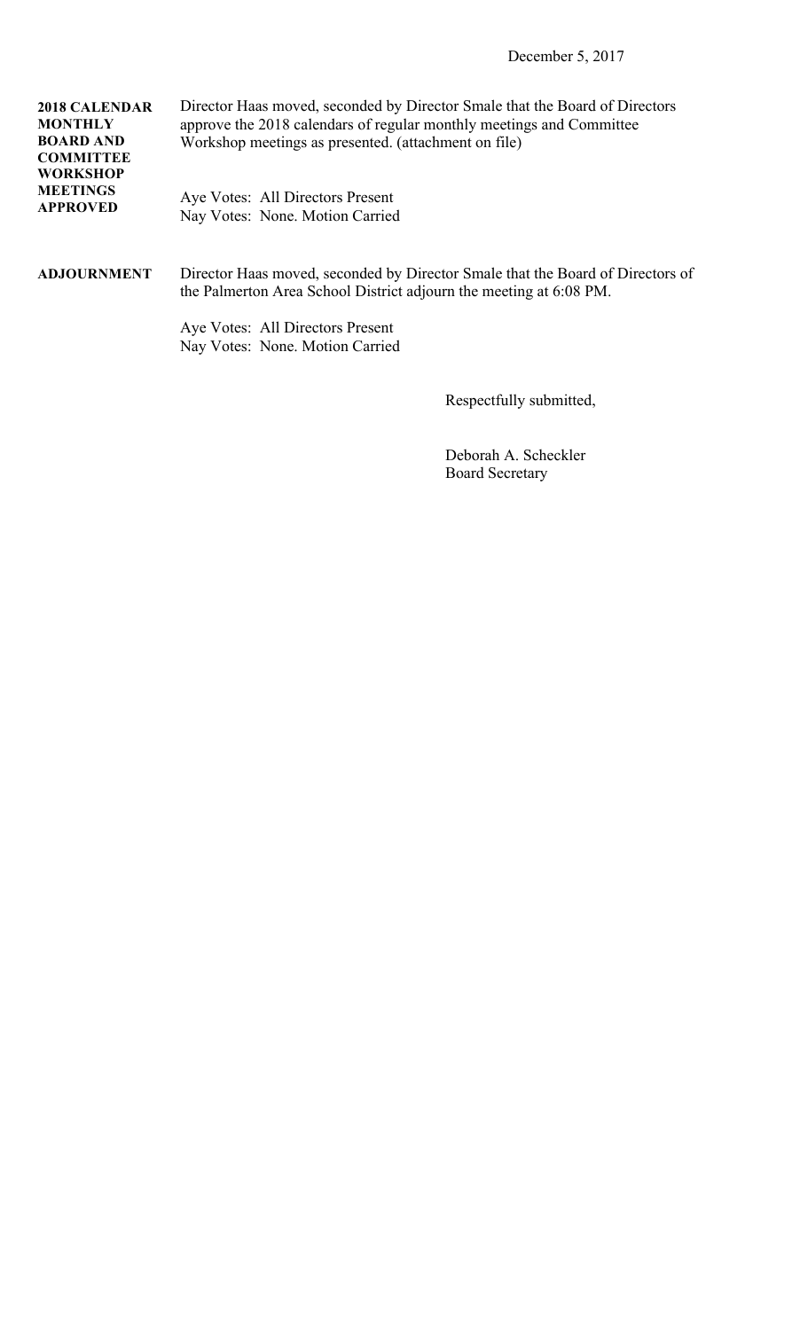December 5, 2017

**2018 CALENDAR MONTHLY BOARD AND COMMITTEE WORKSHOP MEETINGS APPROVED**

Director Haas moved, seconded by Director Smale that the Board of Directors approve the 2018 calendars of regular monthly meetings and Committee Workshop meetings as presented. (attachment on file)

Aye Votes: All Directors Present
Nay Votes: None. Motion Carried

**ADJOURNMENT**

Director Haas moved, seconded by Director Smale that the Board of Directors of the Palmerton Area School District adjourn the meeting at 6:08 PM.

Aye Votes: All Directors Present
Nay Votes: None. Motion Carried

Respectfully submitted,

Deborah A. Scheckler
Board Secretary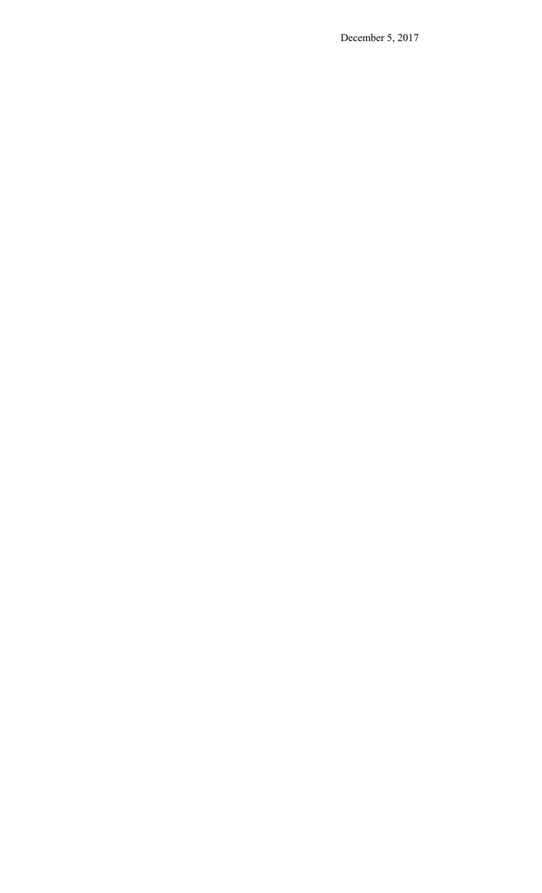December 5, 2017